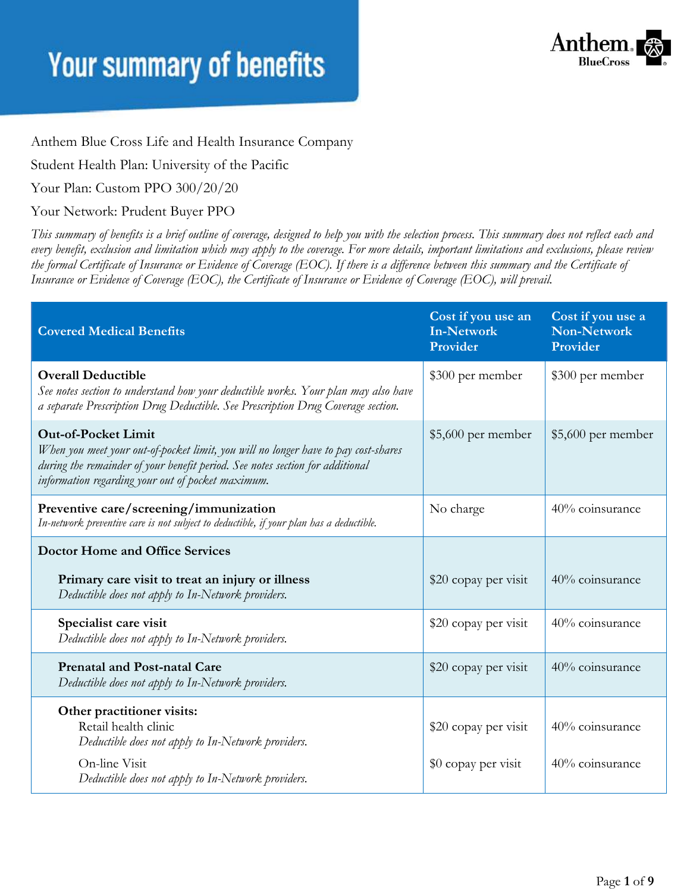# Your summary of benefits

Anthem Blue Cross Life and Health Insurance Company

Student Health Plan: University of the Pacific

Your Plan: Custom PPO 300/20/20

Your Network: Prudent Buyer PPO

*This summary of benefits is a brief outline of coverage, designed to help you with the selection process. This summary does not reflect each and every benefit, exclusion and limitation which may apply to the coverage. For more details, important limitations and exclusions, please review the formal Certificate of Insurance or Evidence of Coverage (EOC). If there is a difference between this summary and the Certificate of Insurance or Evidence of Coverage (EOC), the Certificate of Insurance or Evidence of Coverage (EOC), will prevail.*

| Covered Medical Benefits | Cost if you use an In-Network Provider | Cost if you use a Non-Network Provider |
|---|---|---|
| **Overall Deductible**<br>*See notes section to understand how your deductible works. Your plan may also have a separate Prescription Drug Deductible. See Prescription Drug Coverage section.* | $300 per member | $300 per member |
| **Out-of-Pocket Limit**<br>*When you meet your out-of-pocket limit, you will no longer have to pay cost-shares during the remainder of your benefit period. See notes section for additional information regarding your out of pocket maximum.* | $5,600 per member | $5,600 per member |
| **Preventive care/screening/immunization**<br>*In-network preventive care is not subject to deductible, if your plan has a deductible.* | No charge | 40% coinsurance |
| **Doctor Home and Office Services** | | |
| **Primary care visit to treat an injury or illness**<br>*Deductible does not apply to In-Network providers.* | $20 copay per visit | 40% coinsurance |
| **Specialist care visit**<br>*Deductible does not apply to In-Network providers.* | $20 copay per visit | 40% coinsurance |
| **Prenatal and Post-natal Care**<br>*Deductible does not apply to In-Network providers.* | $20 copay per visit | 40% coinsurance |
| **Other practitioner visits:** | | |
| Retail health clinic<br>*Deductible does not apply to In-Network providers.* | $20 copay per visit | 40% coinsurance |
| On-line Visit<br>*Deductible does not apply to In-Network providers.* | $0 copay per visit | 40% coinsurance |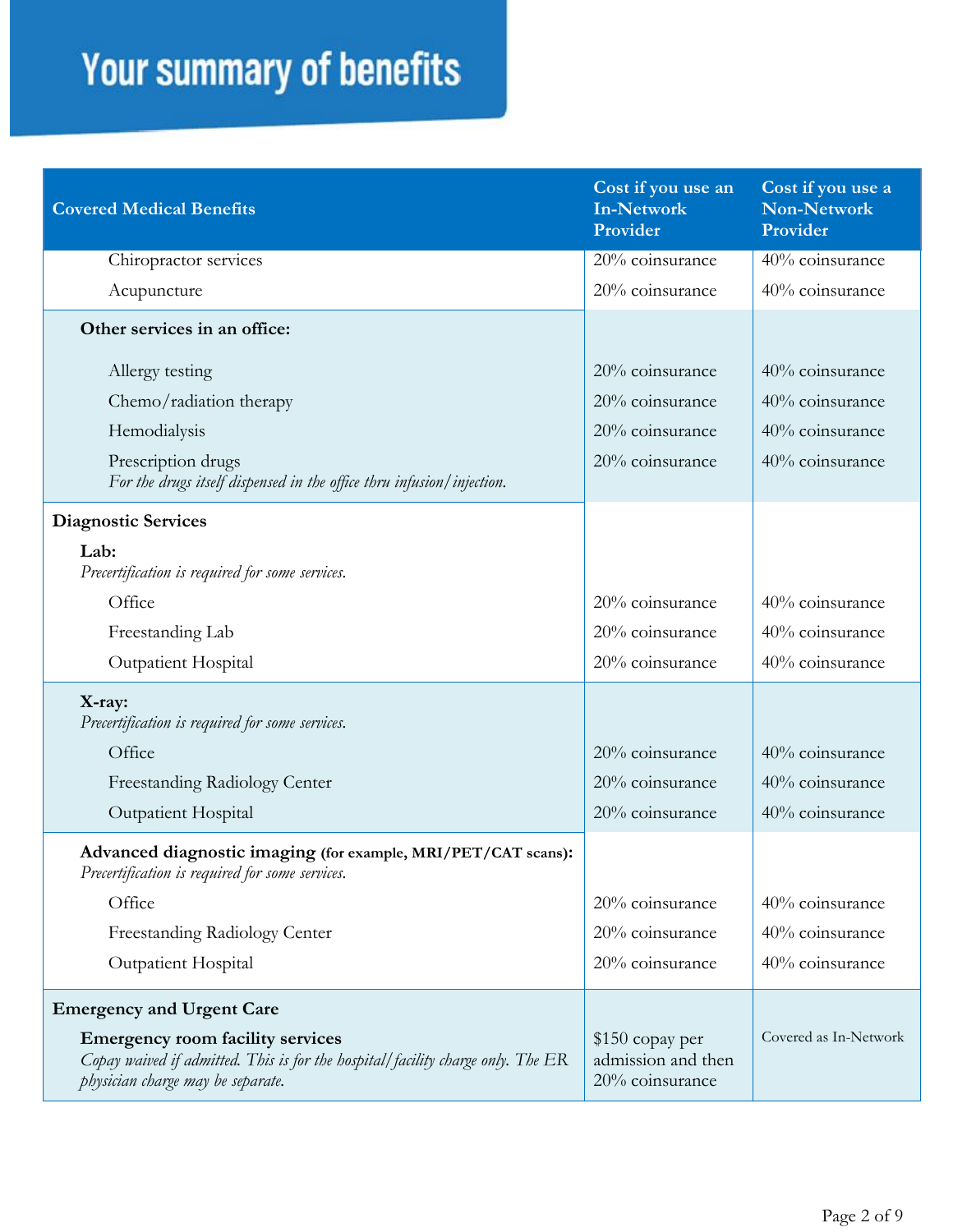# Your summary of benefits

| Covered Medical Benefits | Cost if you use an In-Network Provider | Cost if you use a Non-Network Provider |
|---|---|---|
| Chiropractor services | 20% coinsurance | 40% coinsurance |
| Acupuncture | 20% coinsurance | 40% coinsurance |
| **Other services in an office:** | | |
| Allergy testing | 20% coinsurance | 40% coinsurance |
| Chemo/radiation therapy | 20% coinsurance | 40% coinsurance |
| Hemodialysis | 20% coinsurance | 40% coinsurance |
| Prescription drugs *For the drugs itself dispensed in the office thru infusion/injection.* | 20% coinsurance | 40% coinsurance |
| **Diagnostic Services** | | |
| **Lab:** *Precertification is required for some services.* | | |
| Office | 20% coinsurance | 40% coinsurance |
| Freestanding Lab | 20% coinsurance | 40% coinsurance |
| Outpatient Hospital | 20% coinsurance | 40% coinsurance |
| **X-ray:** *Precertification is required for some services.* | | |
| Office | 20% coinsurance | 40% coinsurance |
| Freestanding Radiology Center | 20% coinsurance | 40% coinsurance |
| Outpatient Hospital | 20% coinsurance | 40% coinsurance |
| **Advanced diagnostic imaging (for example, MRI/PET/CAT scans):** *Precertification is required for some services.* | | |
| Office | 20% coinsurance | 40% coinsurance |
| Freestanding Radiology Center | 20% coinsurance | 40% coinsurance |
| Outpatient Hospital | 20% coinsurance | 40% coinsurance |
| **Emergency and Urgent Care** | | |
| **Emergency room facility services** *Copay waived if admitted. This is for the hospital/facility charge only. The ER physician charge may be separate.* | $150 copay per admission and then 20% coinsurance | Covered as In-Network |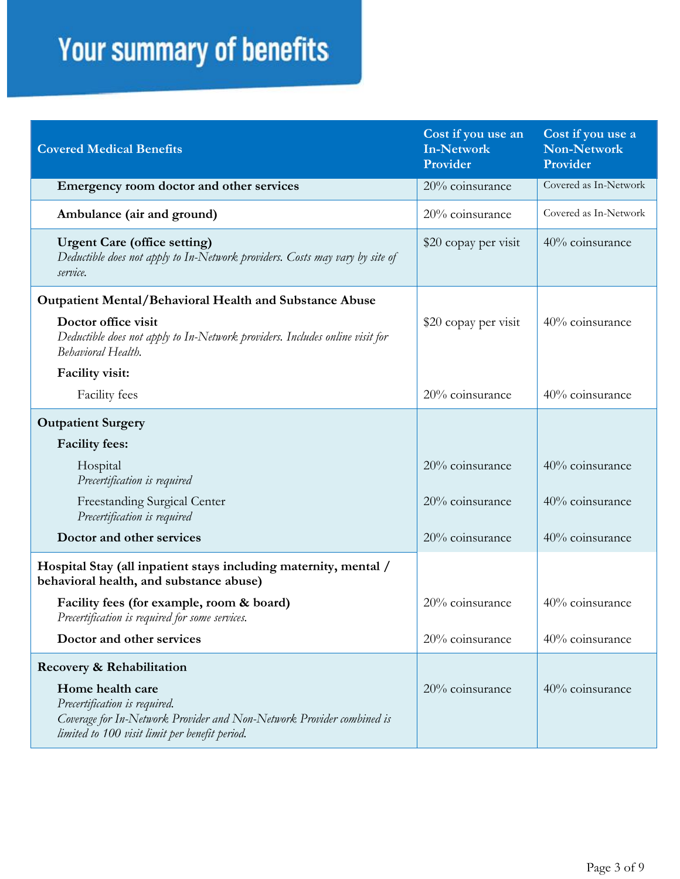# Your summary of benefits

| Covered Medical Benefits | Cost if you use an In-Network Provider | Cost if you use a Non-Network Provider |
|---|---|---|
| **Emergency room doctor and other services** | 20% coinsurance | Covered as In-Network |
| **Ambulance (air and ground)** | 20% coinsurance | Covered as In-Network |
| **Urgent Care (office setting)** *Deductible does not apply to In-Network providers. Costs may vary by site of service.* | $20 copay per visit | 40% coinsurance |
| **Outpatient Mental/Behavioral Health and Substance Abuse** | | |
| **Doctor office visit** *Deductible does not apply to In-Network providers. Includes online visit for Behavioral Health.* | $20 copay per visit | 40% coinsurance |
| **Facility visit:** | | |
| Facility fees | 20% coinsurance | 40% coinsurance |
| **Outpatient Surgery** | | |
| **Facility fees:** | | |
| Hospital *Precertification is required* | 20% coinsurance | 40% coinsurance |
| Freestanding Surgical Center *Precertification is required* | 20% coinsurance | 40% coinsurance |
| **Doctor and other services** | 20% coinsurance | 40% coinsurance |
| **Hospital Stay (all inpatient stays including maternity, mental / behavioral health, and substance abuse)** | | |
| **Facility fees (for example, room & board)** *Precertification is required for some services.* | 20% coinsurance | 40% coinsurance |
| **Doctor and other services** | 20% coinsurance | 40% coinsurance |
| **Recovery & Rehabilitation** | | |
| **Home health care** *Precertification is required. Coverage for In-Network Provider and Non-Network Provider combined is limited to 100 visit limit per benefit period.* | 20% coinsurance | 40% coinsurance |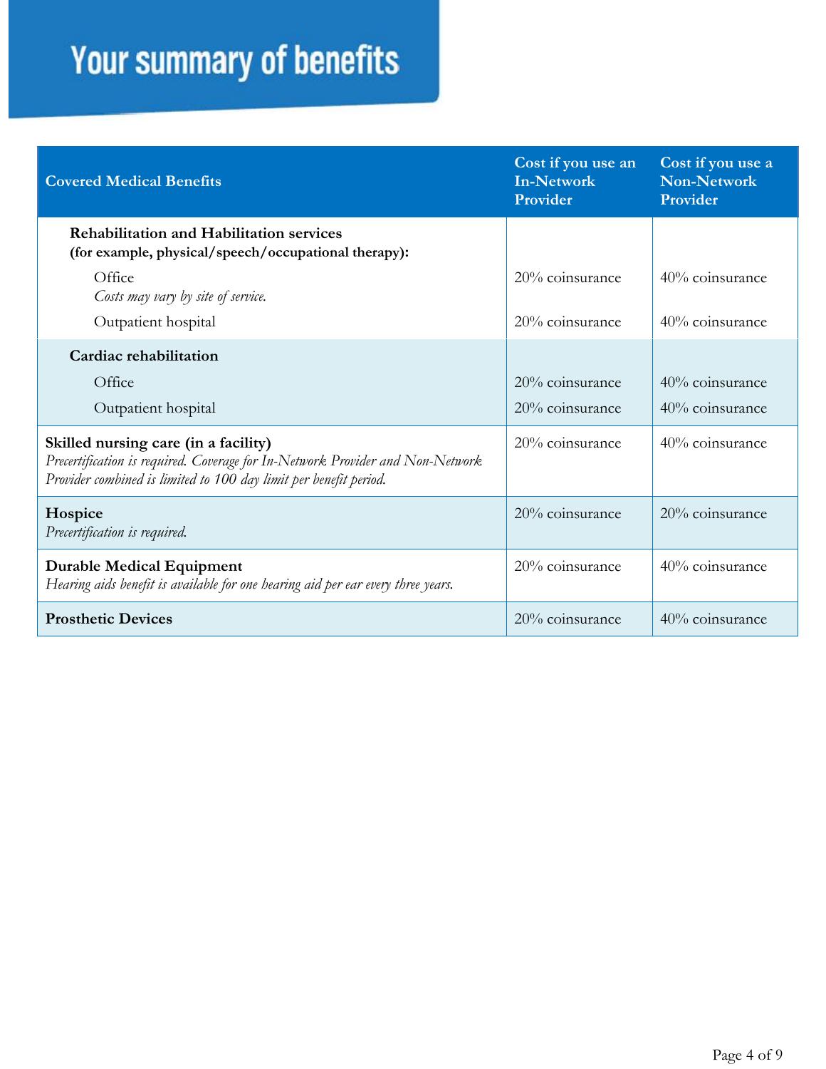# Your summary of benefits

| Covered Medical Benefits | Cost if you use an In-Network Provider | Cost if you use a Non-Network Provider |
|---|---|---|
| **Rehabilitation and Habilitation services (for example, physical/speech/occupational therapy):** | | |
| Office *Costs may vary by site of service.* | 20% coinsurance | 40% coinsurance |
| Outpatient hospital | 20% coinsurance | 40% coinsurance |
| **Cardiac rehabilitation** | | |
| Office | 20% coinsurance | 40% coinsurance |
| Outpatient hospital | 20% coinsurance | 40% coinsurance |
| **Skilled nursing care (in a facility)** *Precertification is required. Coverage for In-Network Provider and Non-Network Provider combined is limited to 100 day limit per benefit period.* | 20% coinsurance | 40% coinsurance |
| **Hospice** *Precertification is required.* | 20% coinsurance | 20% coinsurance |
| **Durable Medical Equipment** *Hearing aids benefit is available for one hearing aid per ear every three years.* | 20% coinsurance | 40% coinsurance |
| **Prosthetic Devices** | 20% coinsurance | 40% coinsurance |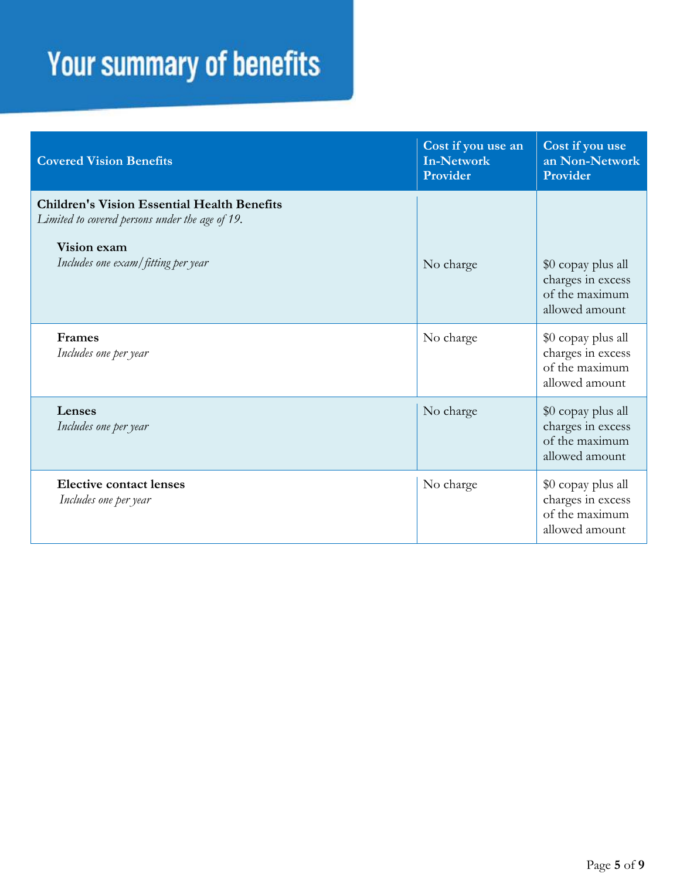# Your summary of benefits

| Covered Vision Benefits | Cost if you use an In-Network Provider | Cost if you use an Non-Network Provider |
|---|---|---|
| **Children's Vision Essential Health Benefits** *Limited to covered persons under the age of 19.* **Vision exam** *Includes one exam/fitting per year* | No charge | $0 copay plus all charges in excess of the maximum allowed amount |
| **Frames** *Includes one per year* | No charge | $0 copay plus all charges in excess of the maximum allowed amount |
| **Lenses** *Includes one per year* | No charge | $0 copay plus all charges in excess of the maximum allowed amount |
| **Elective contact lenses** *Includes one per year* | No charge | $0 copay plus all charges in excess of the maximum allowed amount |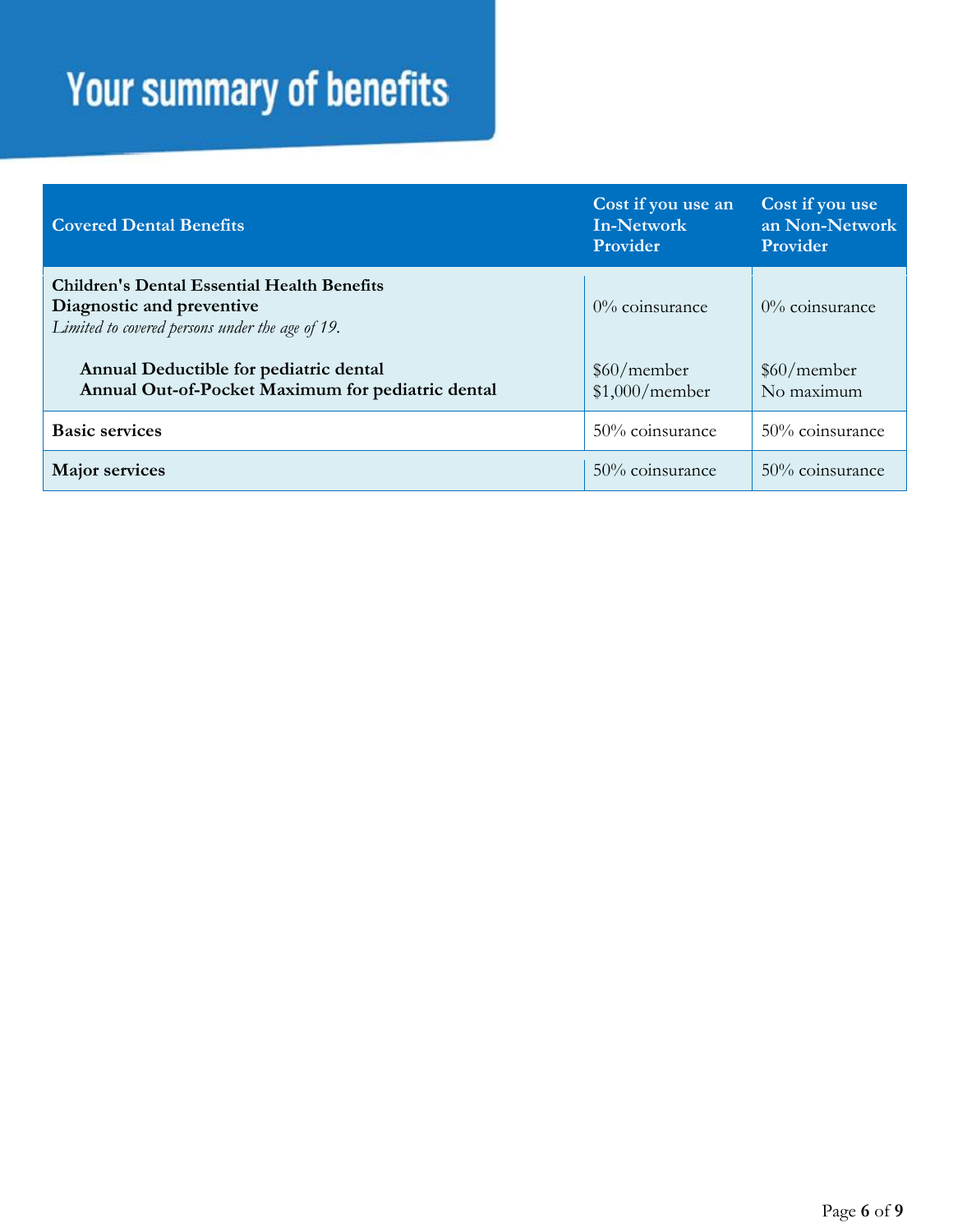# Your summary of benefits

| Covered Dental Benefits | Cost if you use an In-Network Provider | Cost if you use an Non-Network Provider |
|---|---|---|
| **Children's Dental Essential Health Benefits**<br>**Diagnostic and preventive**<br>*Limited to covered persons under the age of 19.* | 0% coinsurance | 0% coinsurance |
| **Annual Deductible for pediatric dental**<br>**Annual Out-of-Pocket Maximum for pediatric dental** | $60/member<br>$1,000/member | $60/member<br>No maximum |
| **Basic services** | 50% coinsurance | 50% coinsurance |
| **Major services** | 50% coinsurance | 50% coinsurance |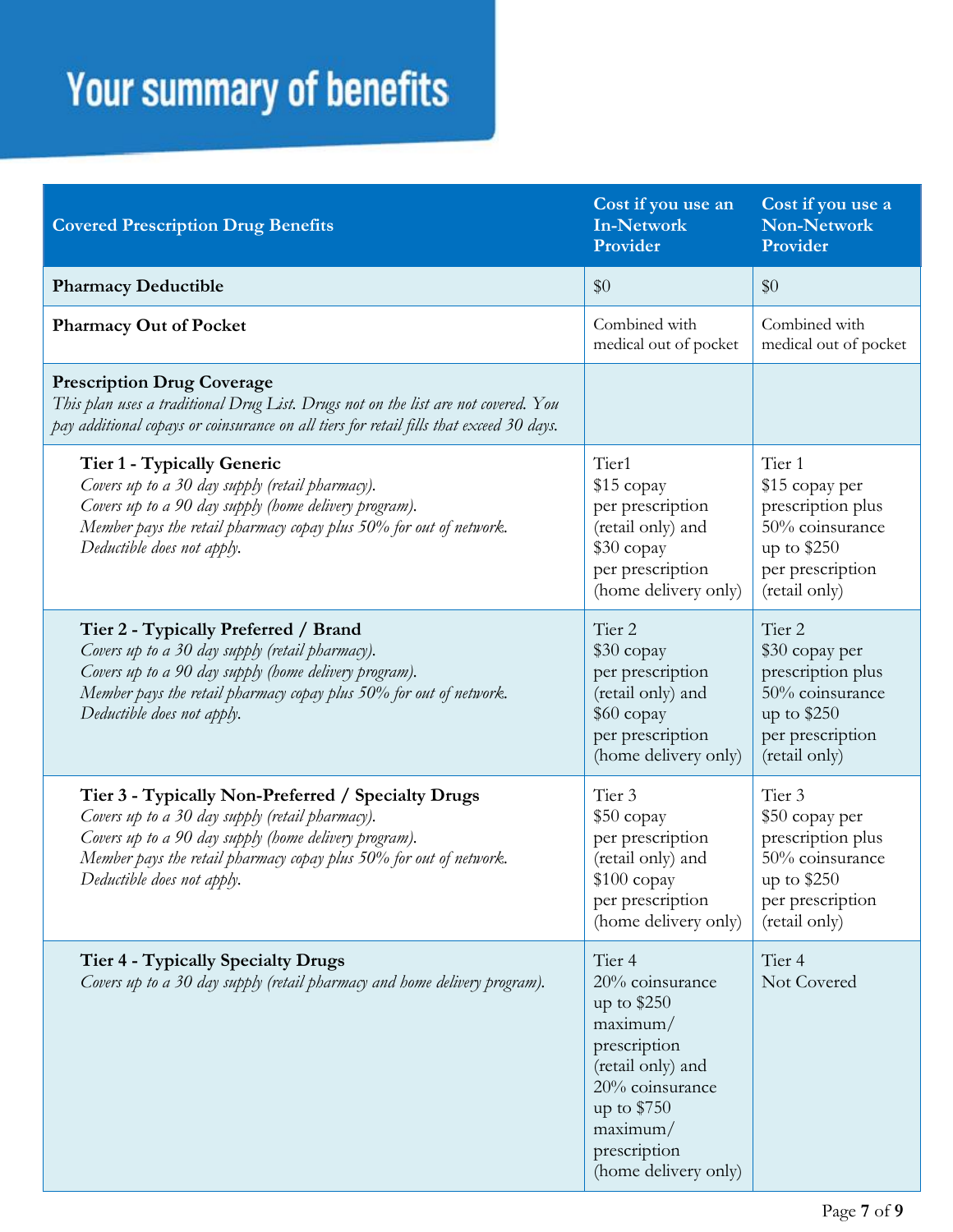# Your summary of benefits

| Covered Prescription Drug Benefits | Cost if you use an In-Network Provider | Cost if you use a Non-Network Provider |
|---|---|---|
| **Pharmacy Deductible** | $0 | $0 |
| **Pharmacy Out of Pocket** | Combined with medical out of pocket | Combined with medical out of pocket |
| **Prescription Drug Coverage**<br>*This plan uses a traditional Drug List. Drugs not on the list are not covered. You pay additional copays or coinsurance on all tiers for retail fills that exceed 30 days.* | | |
| **Tier 1 - Typically Generic**<br>*Covers up to a 30 day supply (retail pharmacy).*<br>*Covers up to a 90 day supply (home delivery program).*<br>*Member pays the retail pharmacy copay plus 50% for out of network.*<br>*Deductible does not apply.* | Tier1<br>$15 copay per prescription (retail only) and $30 copay per prescription (home delivery only) | Tier 1<br>$15 copay per prescription plus 50% coinsurance up to $250 per prescription (retail only) |
| **Tier 2 - Typically Preferred / Brand**<br>*Covers up to a 30 day supply (retail pharmacy).*<br>*Covers up to a 90 day supply (home delivery program).*<br>*Member pays the retail pharmacy copay plus 50% for out of network.*<br>*Deductible does not apply.* | Tier 2<br>$30 copay per prescription (retail only) and $60 copay per prescription (home delivery only) | Tier 2<br>$30 copay per prescription plus 50% coinsurance up to $250 per prescription (retail only) |
| **Tier 3 - Typically Non-Preferred / Specialty Drugs**<br>*Covers up to a 30 day supply (retail pharmacy).*<br>*Covers up to a 90 day supply (home delivery program).*<br>*Member pays the retail pharmacy copay plus 50% for out of network.*<br>*Deductible does not apply.* | Tier 3<br>$50 copay per prescription (retail only) and $100 copay per prescription (home delivery only) | Tier 3<br>$50 copay per prescription plus 50% coinsurance up to $250 per prescription (retail only) |
| **Tier 4 - Typically Specialty Drugs**<br>*Covers up to a 30 day supply (retail pharmacy and home delivery program).* | Tier 4<br>20% coinsurance up to $250 maximum/ prescription (retail only) and 20% coinsurance up to $750 maximum/ prescription (home delivery only) | Tier 4<br>Not Covered |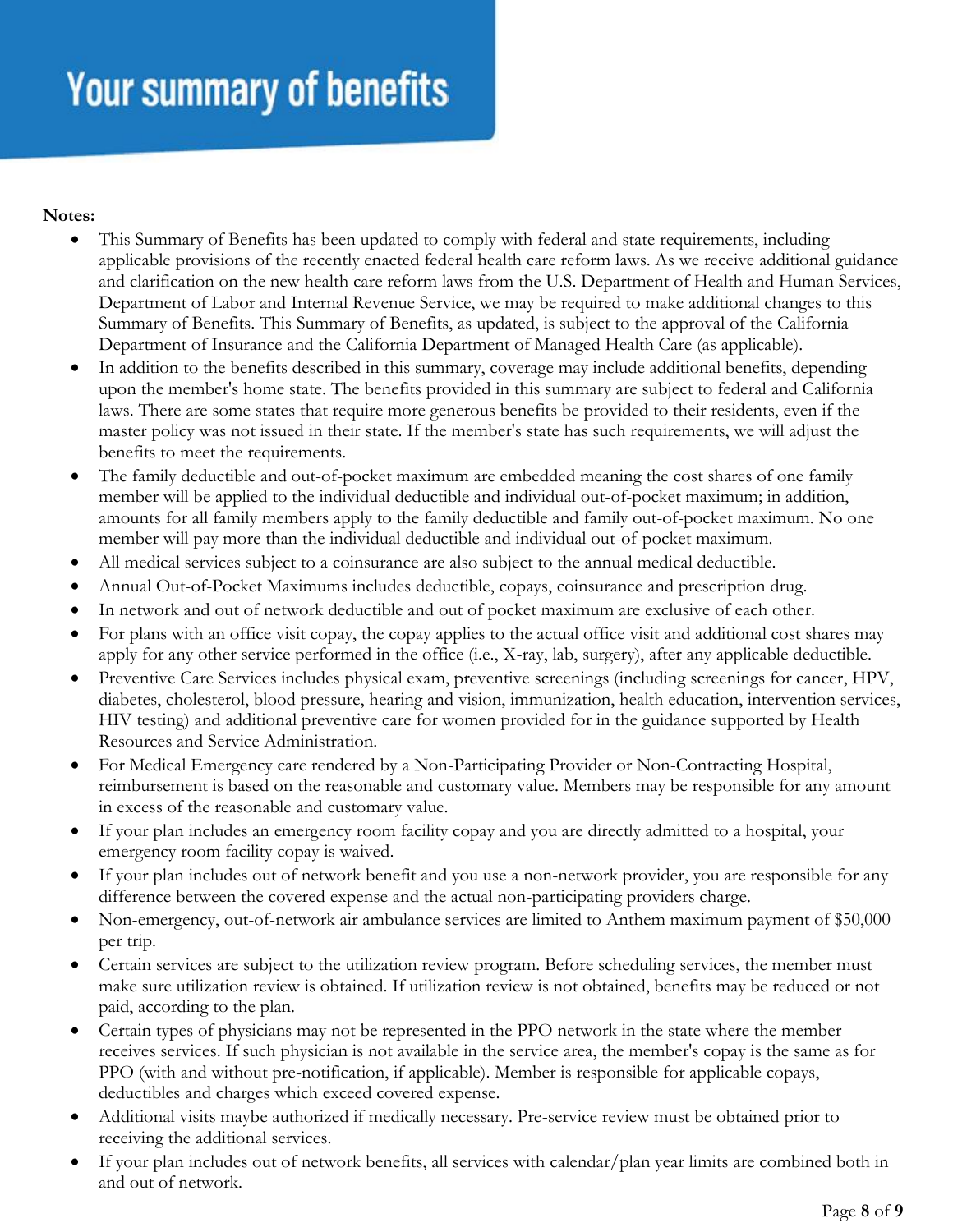# Your summary of benefits

**Notes:**

- This Summary of Benefits has been updated to comply with federal and state requirements, including applicable provisions of the recently enacted federal health care reform laws. As we receive additional guidance and clarification on the new health care reform laws from the U.S. Department of Health and Human Services, Department of Labor and Internal Revenue Service, we may be required to make additional changes to this Summary of Benefits. This Summary of Benefits, as updated, is subject to the approval of the California Department of Insurance and the California Department of Managed Health Care (as applicable).
- In addition to the benefits described in this summary, coverage may include additional benefits, depending upon the member's home state. The benefits provided in this summary are subject to federal and California laws. There are some states that require more generous benefits be provided to their residents, even if the master policy was not issued in their state. If the member's state has such requirements, we will adjust the benefits to meet the requirements.
- The family deductible and out-of-pocket maximum are embedded meaning the cost shares of one family member will be applied to the individual deductible and individual out-of-pocket maximum; in addition, amounts for all family members apply to the family deductible and family out-of-pocket maximum. No one member will pay more than the individual deductible and individual out-of-pocket maximum.
- All medical services subject to a coinsurance are also subject to the annual medical deductible.
- Annual Out-of-Pocket Maximums includes deductible, copays, coinsurance and prescription drug.
- In network and out of network deductible and out of pocket maximum are exclusive of each other.
- For plans with an office visit copay, the copay applies to the actual office visit and additional cost shares may apply for any other service performed in the office (i.e., X-ray, lab, surgery), after any applicable deductible.
- Preventive Care Services includes physical exam, preventive screenings (including screenings for cancer, HPV, diabetes, cholesterol, blood pressure, hearing and vision, immunization, health education, intervention services, HIV testing) and additional preventive care for women provided for in the guidance supported by Health Resources and Service Administration.
- For Medical Emergency care rendered by a Non-Participating Provider or Non-Contracting Hospital, reimbursement is based on the reasonable and customary value. Members may be responsible for any amount in excess of the reasonable and customary value.
- If your plan includes an emergency room facility copay and you are directly admitted to a hospital, your emergency room facility copay is waived.
- If your plan includes out of network benefit and you use a non-network provider, you are responsible for any difference between the covered expense and the actual non-participating providers charge.
- Non-emergency, out-of-network air ambulance services are limited to Anthem maximum payment of $50,000 per trip.
- Certain services are subject to the utilization review program. Before scheduling services, the member must make sure utilization review is obtained. If utilization review is not obtained, benefits may be reduced or not paid, according to the plan.
- Certain types of physicians may not be represented in the PPO network in the state where the member receives services. If such physician is not available in the service area, the member's copay is the same as for PPO (with and without pre-notification, if applicable). Member is responsible for applicable copays, deductibles and charges which exceed covered expense.
- Additional visits maybe authorized if medically necessary. Pre-service review must be obtained prior to receiving the additional services.
- If your plan includes out of network benefits, all services with calendar/plan year limits are combined both in and out of network.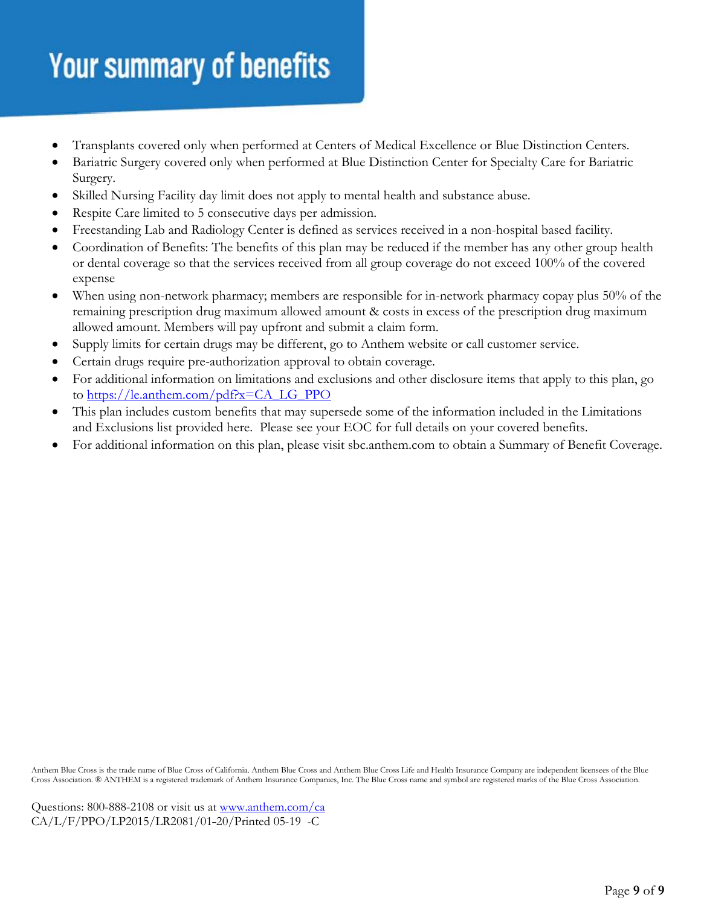# Your summary of benefits

- Transplants covered only when performed at Centers of Medical Excellence or Blue Distinction Centers.
- Bariatric Surgery covered only when performed at Blue Distinction Center for Specialty Care for Bariatric Surgery.
- Skilled Nursing Facility day limit does not apply to mental health and substance abuse.
- Respite Care limited to 5 consecutive days per admission.
- Freestanding Lab and Radiology Center is defined as services received in a non-hospital based facility.
- Coordination of Benefits: The benefits of this plan may be reduced if the member has any other group health or dental coverage so that the services received from all group coverage do not exceed 100% of the covered expense
- When using non-network pharmacy; members are responsible for in-network pharmacy copay plus 50% of the remaining prescription drug maximum allowed amount & costs in excess of the prescription drug maximum allowed amount. Members will pay upfront and submit a claim form.
- Supply limits for certain drugs may be different, go to Anthem website or call customer service.
- Certain drugs require pre-authorization approval to obtain coverage.
- For additional information on limitations and exclusions and other disclosure items that apply to this plan, go to https://le.anthem.com/pdf?x=CA_LG_PPO
- This plan includes custom benefits that may supersede some of the information included in the Limitations and Exclusions list provided here. Please see your EOC for full details on your covered benefits.
- For additional information on this plan, please visit sbc.anthem.com to obtain a Summary of Benefit Coverage.

Anthem Blue Cross is the trade name of Blue Cross of California. Anthem Blue Cross and Anthem Blue Cross Life and Health Insurance Company are independent licensees of the Blue Cross Association. ® ANTHEM is a registered trademark of Anthem Insurance Companies, Inc. The Blue Cross name and symbol are registered marks of the Blue Cross Association.

Questions: 800-888-2108 or visit us at www.anthem.com/ca
CA/L/F/PPO/LP2015/LR2081/01-20/Printed 05-19 -C